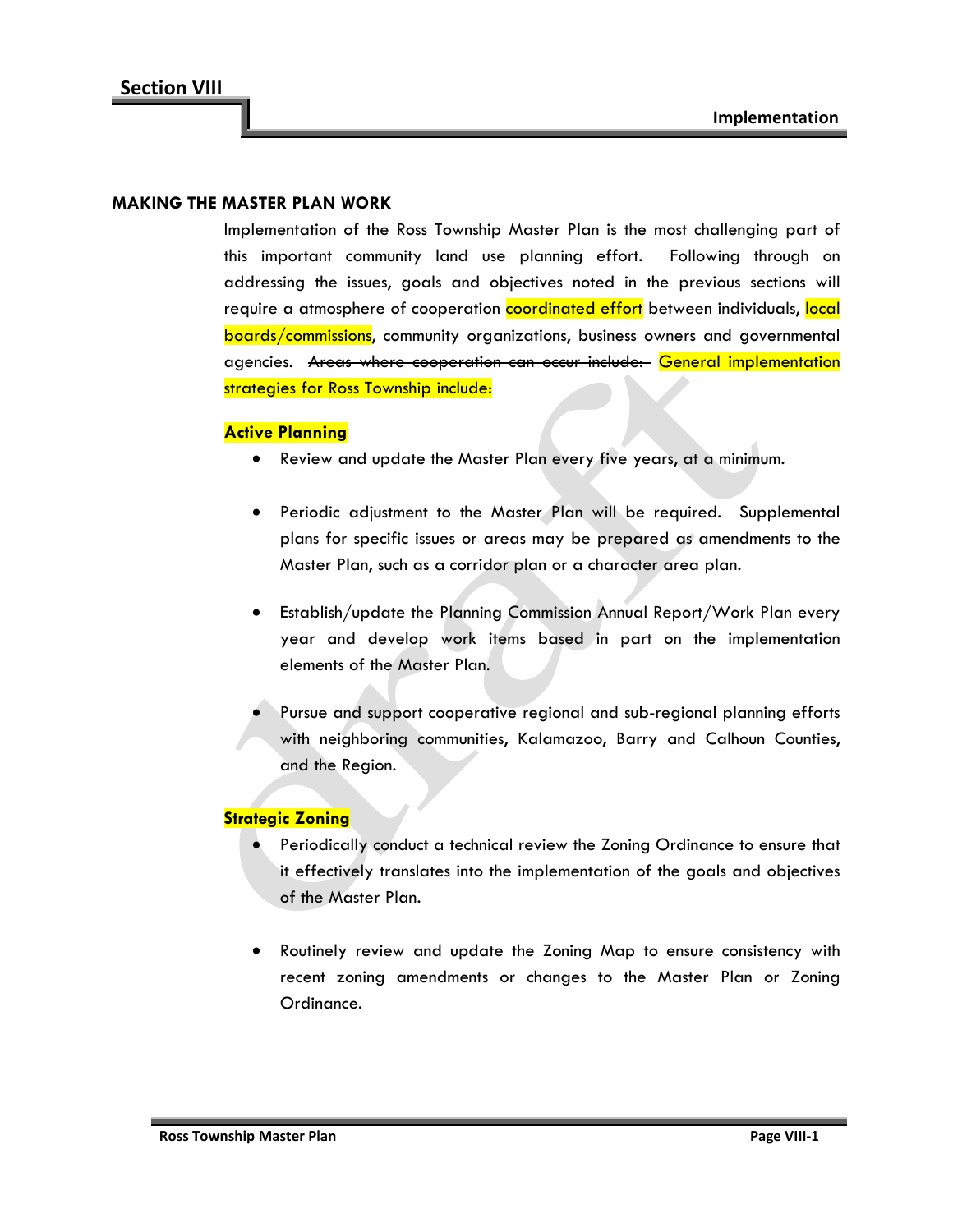## Section VIII

**Implementation**

### MAKING THE MASTER PLAN WORK

Implementation of the Ross Township Master Plan is the most challenging part of this important community land use planning effort. Following through on addressing the issues, goals and objectives noted in the previous sections will require a ~~atmosphere of cooperation~~ coordinated effort between individuals, local boards/commissions, community organizations, business owners and governmental agencies. ~~Areas where cooperation can occur include:~~ General implementation strategies for Ross Township include:

**Active Planning**

- Review and update the Master Plan every five years, at a minimum.
- Periodic adjustment to the Master Plan will be required. Supplemental plans for specific issues or areas may be prepared as amendments to the Master Plan, such as a corridor plan or a character area plan.
- Establish/update the Planning Commission Annual Report/Work Plan every year and develop work items based in part on the implementation elements of the Master Plan.
- Pursue and support cooperative regional and sub-regional planning efforts with neighboring communities, Kalamazoo, Barry and Calhoun Counties, and the Region.

**Strategic Zoning**

- Periodically conduct a technical review the Zoning Ordinance to ensure that it effectively translates into the implementation of the goals and objectives of the Master Plan.
- Routinely review and update the Zoning Map to ensure consistency with recent zoning amendments or changes to the Master Plan or Zoning Ordinance.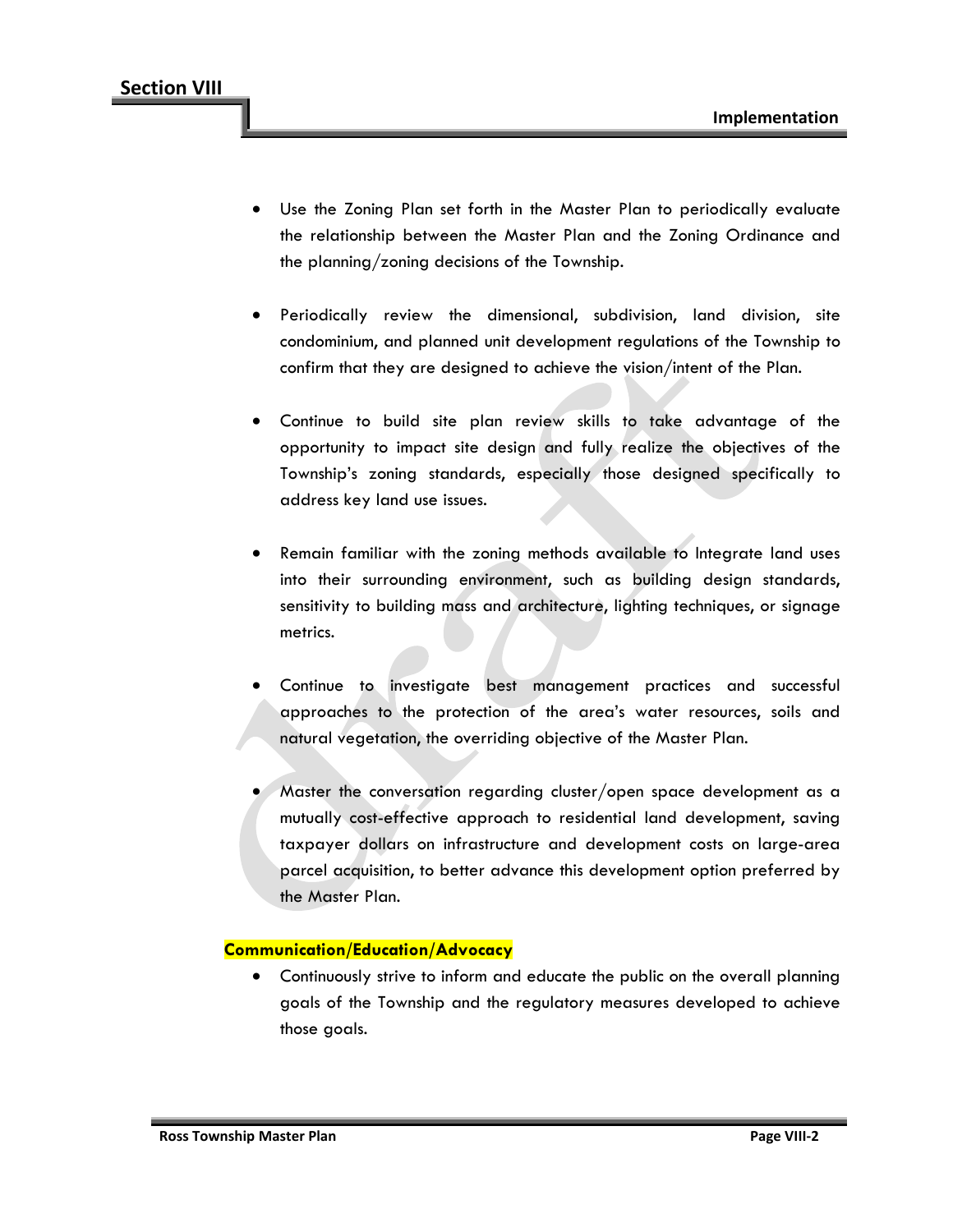- Use the Zoning Plan set forth in the Master Plan to periodically evaluate the relationship between the Master Plan and the Zoning Ordinance and the planning/zoning decisions of the Township.

- Periodically review the dimensional, subdivision, land division, site condominium, and planned unit development regulations of the Township to confirm that they are designed to achieve the vision/intent of the Plan.

- Continue to build site plan review skills to take advantage of the opportunity to impact site design and fully realize the objectives of the Township's zoning standards, especially those designed specifically to address key land use issues.

- Remain familiar with the zoning methods available to Integrate land uses into their surrounding environment, such as building design standards, sensitivity to building mass and architecture, lighting techniques, or signage metrics.

- Continue to investigate best management practices and successful approaches to the protection of the area's water resources, soils and natural vegetation, the overriding objective of the Master Plan.

- Master the conversation regarding cluster/open space development as a mutually cost-effective approach to residential land development, saving taxpayer dollars on infrastructure and development costs on large-area parcel acquisition, to better advance this development option preferred by the Master Plan.

**Communication/Education/Advocacy**

- Continuously strive to inform and educate the public on the overall planning goals of the Township and the regulatory measures developed to achieve those goals.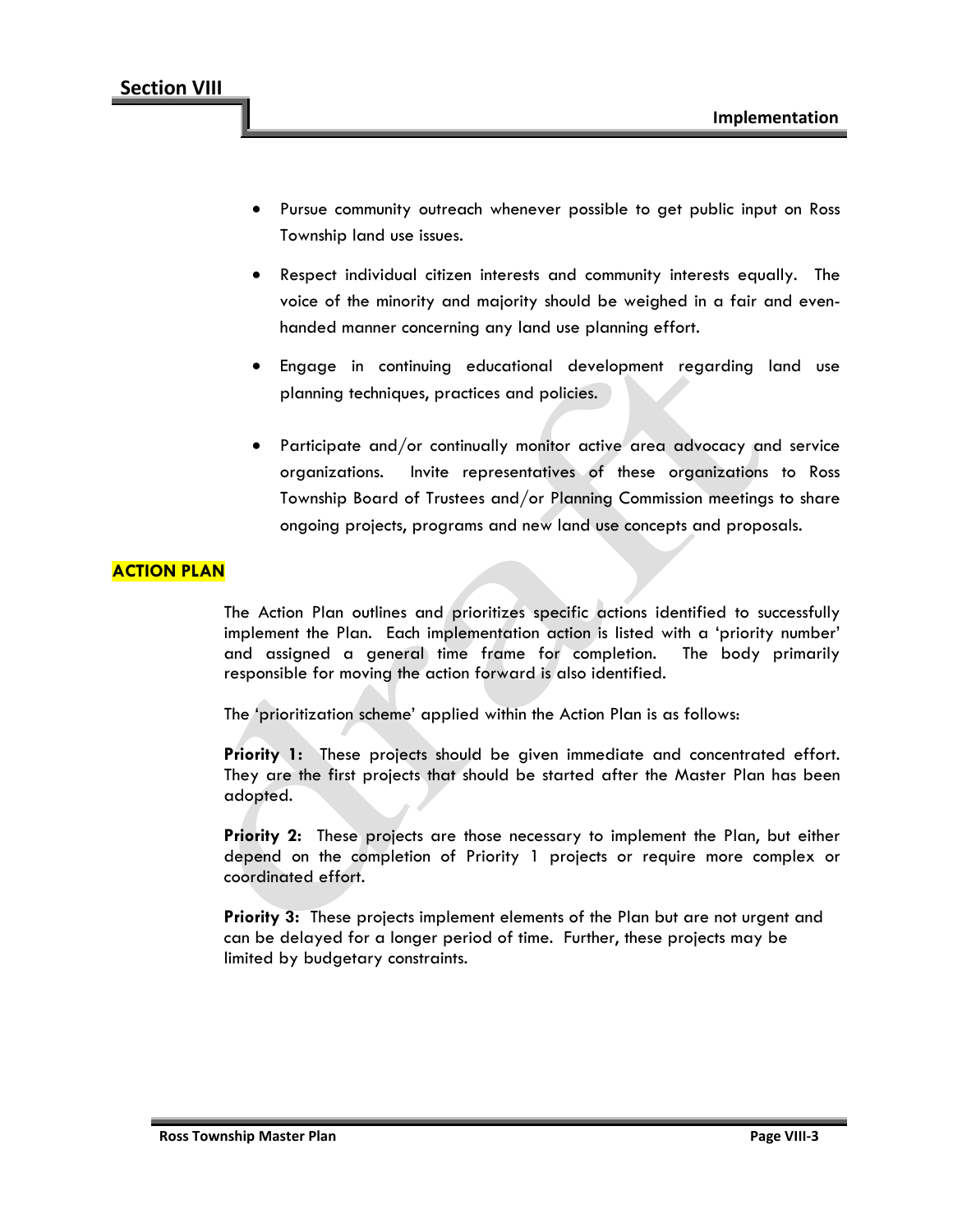- Pursue community outreach whenever possible to get public input on Ross Township land use issues.

- Respect individual citizen interests and community interests equally. The voice of the minority and majority should be weighed in a fair and even-handed manner concerning any land use planning effort.

- Engage in continuing educational development regarding land use planning techniques, practices and policies.

- Participate and/or continually monitor active area advocacy and service organizations. Invite representatives of these organizations to Ross Township Board of Trustees and/or Planning Commission meetings to share ongoing projects, programs and new land use concepts and proposals.

## ACTION PLAN

The Action Plan outlines and prioritizes specific actions identified to successfully implement the Plan. Each implementation action is listed with a 'priority number' and assigned a general time frame for completion. The body primarily responsible for moving the action forward is also identified.

The 'prioritization scheme' applied within the Action Plan is as follows:

**Priority 1:** These projects should be given immediate and concentrated effort. They are the first projects that should be started after the Master Plan has been adopted.

**Priority 2:** These projects are those necessary to implement the Plan, but either depend on the completion of Priority 1 projects or require more complex or coordinated effort.

**Priority 3:** These projects implement elements of the Plan but are not urgent and can be delayed for a longer period of time. Further, these projects may be limited by budgetary constraints.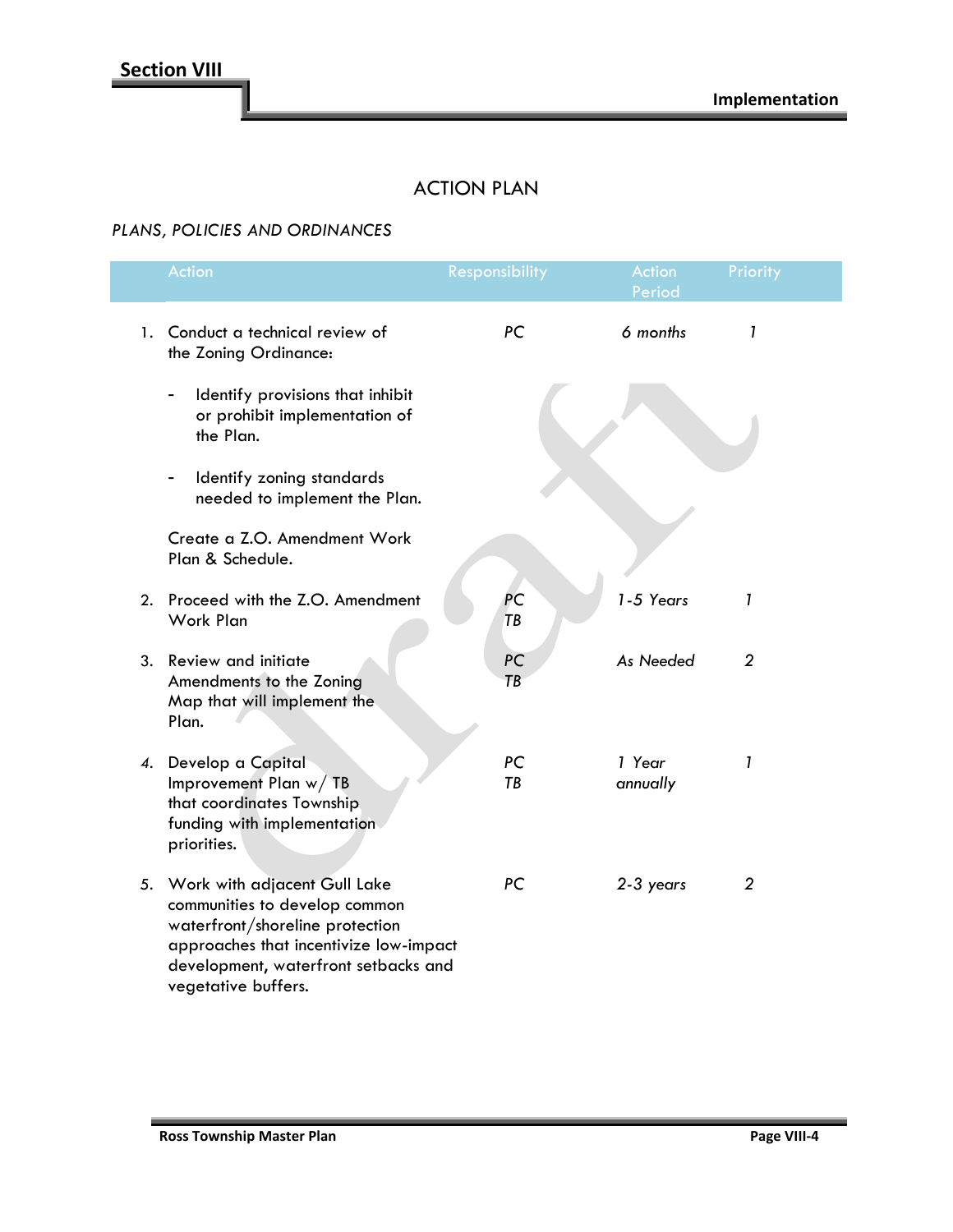## ACTION PLAN

*PLANS, POLICIES AND ORDINANCES*

| | Action | Responsibility | Action Period | Priority |
|---|---|---|---|---|
| 1. | Conduct a technical review of the Zoning Ordinance:<br>- Identify provisions that inhibit or prohibit implementation of the Plan.<br>- Identify zoning standards needed to implement the Plan.<br>Create a Z.O. Amendment Work Plan & Schedule. | *PC* | *6 months* | *1* |
| 2. | Proceed with the Z.O. Amendment Work Plan | *PC*<br>*TB* | *1-5 Years* | *1* |
| 3. | Review and initiate Amendments to the Zoning Map that will implement the Plan. | *PC*<br>*TB* | *As Needed* | *2* |
| *4.* | Develop a Capital Improvement Plan w/ TB that coordinates Township funding with implementation priorities. | *PC*<br>*TB* | *1 Year annually* | *1* |
| 5. | Work with adjacent Gull Lake communities to develop common waterfront/shoreline protection approaches that incentivize low-impact development, waterfront setbacks and vegetative buffers. | *PC* | *2-3 years* | *2* |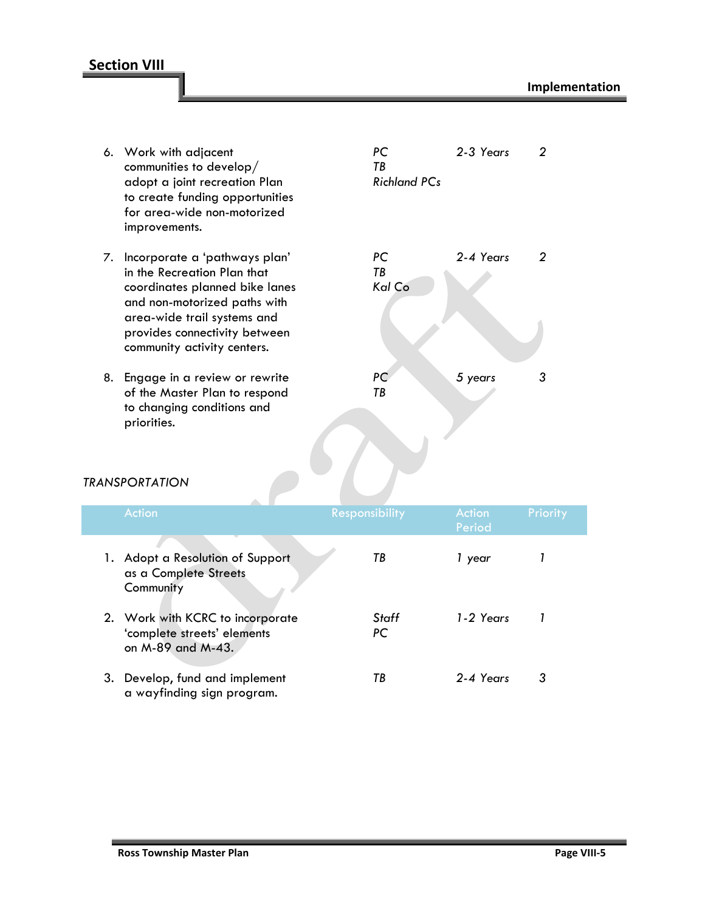| Action | Responsibility | Action Period | Priority |
|---|---|---|---|
| 6. Work with adjacent communities to develop/adopt a joint recreation Plan to create funding opportunities for area-wide non-motorized improvements. | *PC* *TB* *Richland PCs* | *2-3 Years* | *2* |
| 7. Incorporate a 'pathways plan' in the Recreation Plan that coordinates planned bike lanes and non-motorized paths with area-wide trail systems and provides connectivity between community activity centers. | *PC* *TB* *Kal Co* | *2-4 Years* | *2* |
| 8. Engage in a review or rewrite of the Master Plan to respond to changing conditions and priorities. | *PC* *TB* | *5 years* | *3* |

*TRANSPORTATION*

| Action | Responsibility | Action Period | Priority |
|---|---|---|---|
| 1. Adopt a Resolution of Support as a Complete Streets Community | *TB* | *1 year* | *1* |
| 2. Work with KCRC to incorporate 'complete streets' elements on M-89 and M-43. | *Staff* *PC* | *1-2 Years* | *1* |
| 3. Develop, fund and implement a wayfinding sign program. | *TB* | *2-4 Years* | *3* |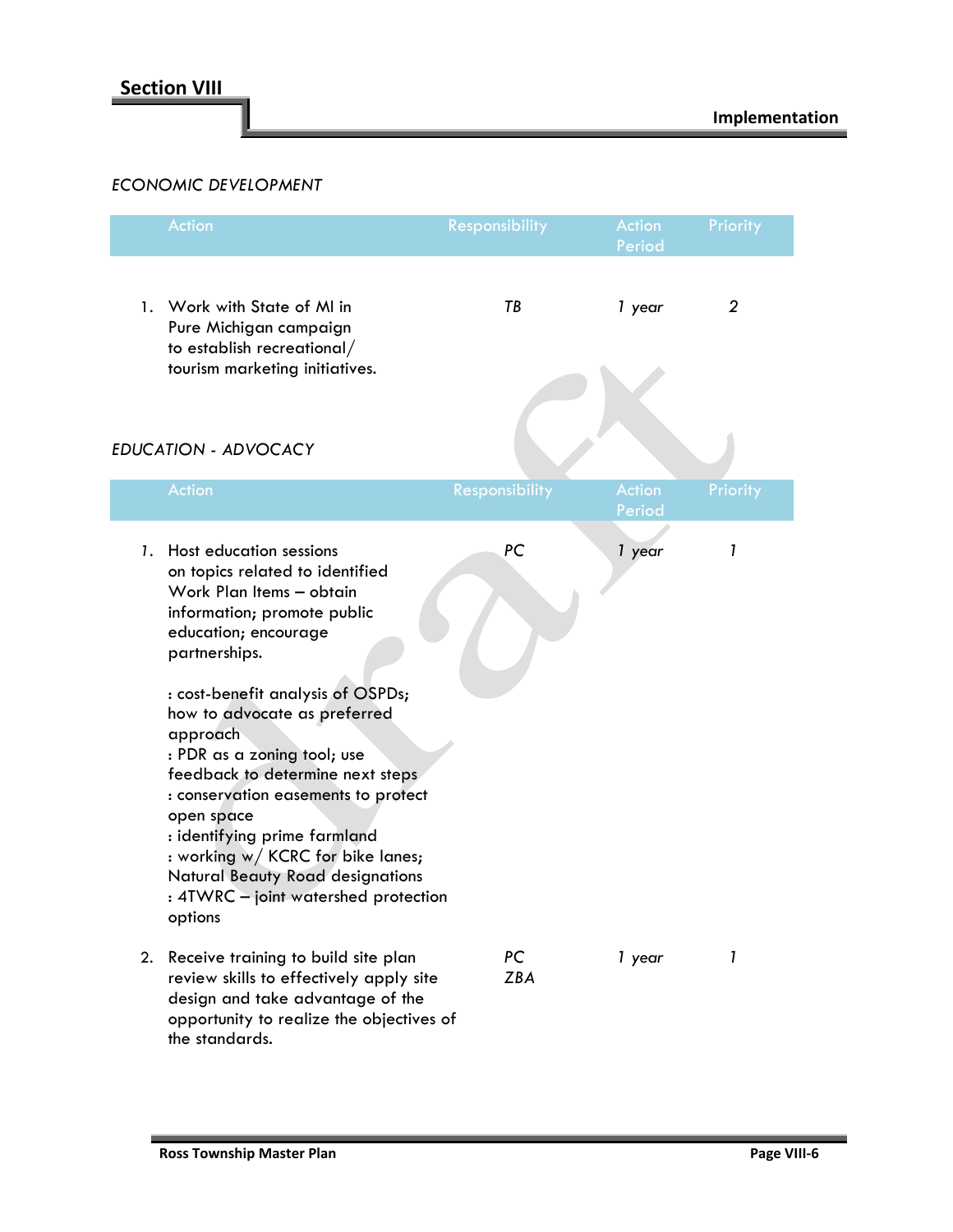## Section VIII

**Implementation**

*ECONOMIC DEVELOPMENT*

| | Action | Responsibility | Action Period | Priority |
|---|---|---|---|---|
| 1. | Work with State of MI in Pure Michigan campaign to establish recreational/ tourism marketing initiatives. | *TB* | *1 year* | *2* |

*EDUCATION - ADVOCACY*

| | Action | Responsibility | Action Period | Priority |
|---|---|---|---|---|
| *1.* | Host education sessions on topics related to identified Work Plan Items – obtain information; promote public education; encourage partnerships.<br><br>: cost-benefit analysis of OSPDs; how to advocate as preferred approach<br>: PDR as a zoning tool; use feedback to determine next steps<br>: conservation easements to protect open space<br>: identifying prime farmland<br>: working w/ KCRC for bike lanes; Natural Beauty Road designations<br>: 4TWRC – joint watershed protection options | *PC* | *1 year* | *1* |
| 2. | Receive training to build site plan review skills to effectively apply site design and take advantage of the opportunity to realize the objectives of the standards. | *PC*<br>*ZBA* | *1 year* | *1* |